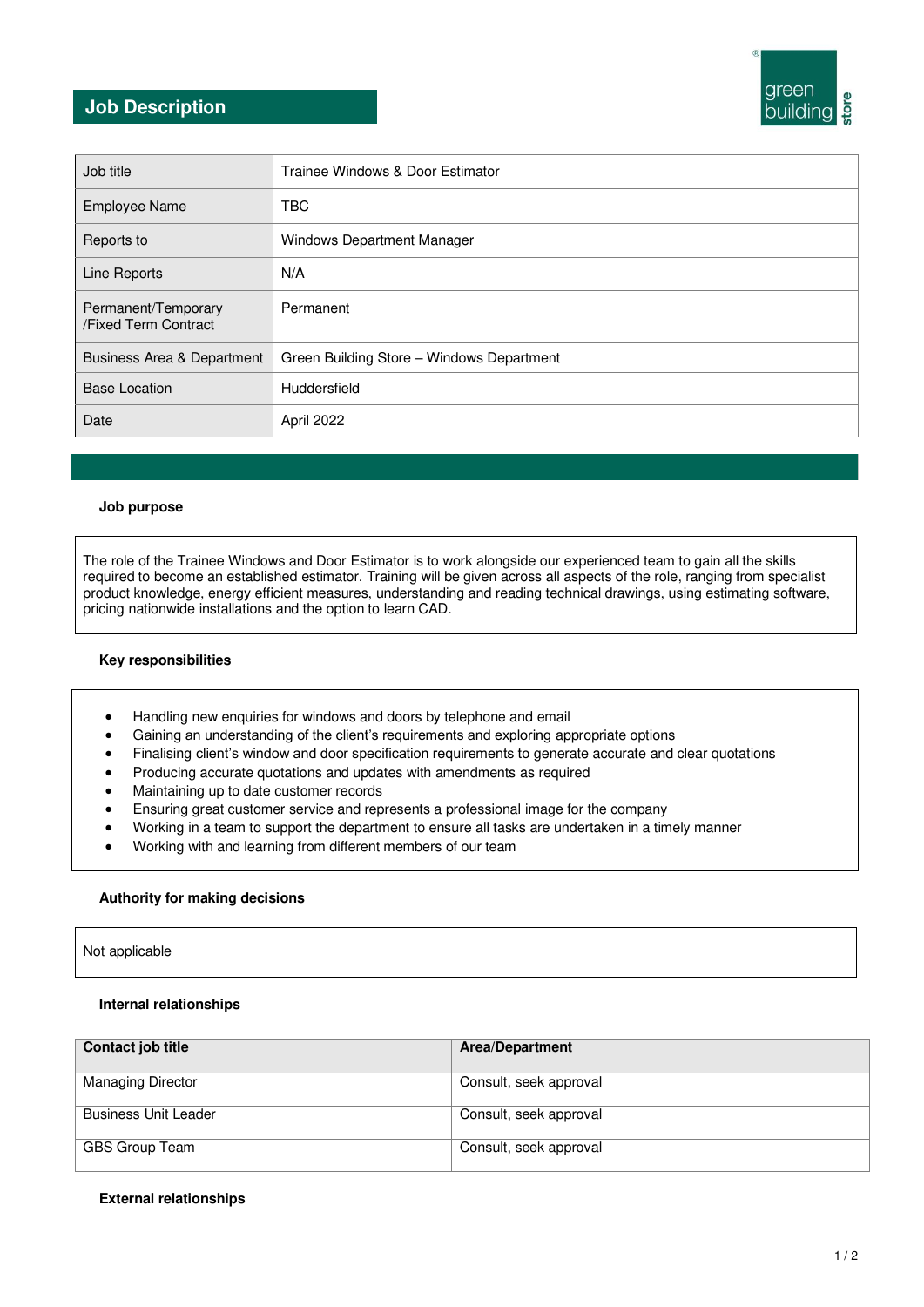# Job Description

| Job title | Trainee Windows & Door Estimator |
|---|---|
| Employee Name | TBC |
| Reports to | Windows Department Manager |
| Line Reports | N/A |
| Permanent/Temporary /Fixed Term Contract | Permanent |
| Business Area & Department | Green Building Store – Windows Department |
| Base Location | Huddersfield |
| Date | April 2022 |

### Job purpose

The role of the Trainee Windows and Door Estimator is to work alongside our experienced team to gain all the skills required to become an established estimator. Training will be given across all aspects of the role, ranging from specialist product knowledge, energy efficient measures, understanding and reading technical drawings, using estimating software, pricing nationwide installations and the option to learn CAD.

### Key responsibilities

- Handling new enquiries for windows and doors by telephone and email
- Gaining an understanding of the client's requirements and exploring appropriate options
- Finalising client's window and door specification requirements to generate accurate and clear quotations
- Producing accurate quotations and updates with amendments as required
- Maintaining up to date customer records
- Ensuring great customer service and represents a professional image for the company
- Working in a team to support the department to ensure all tasks are undertaken in a timely manner
- Working with and learning from different members of our team

### Authority for making decisions

Not applicable

### Internal relationships

| Contact job title | Area/Department |
|---|---|
| Managing Director | Consult, seek approval |
| Business Unit Leader | Consult, seek approval |
| GBS Group Team | Consult, seek approval |

### External relationships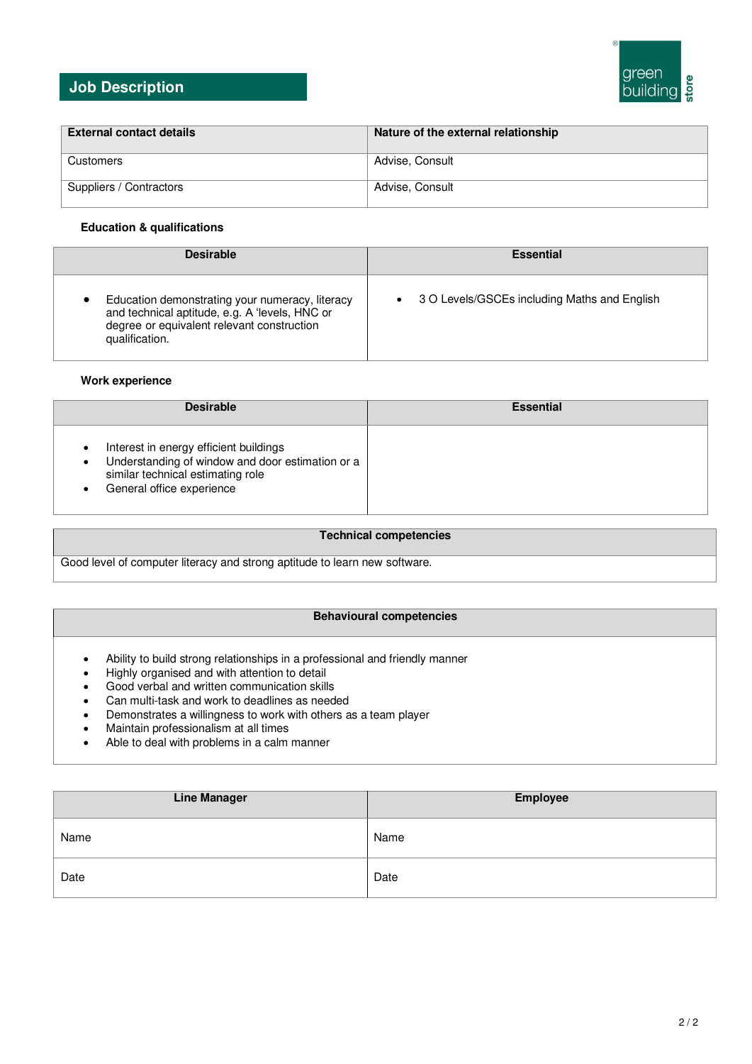# Job Description

| External contact details | Nature of the external relationship |
|---|---|
| Customers | Advise, Consult |
| Suppliers / Contractors | Advise, Consult |

**Education & qualifications**

| Desirable | Essential |
|---|---|
| • Education demonstrating your numeracy, literacy and technical aptitude, e.g. A 'levels, HNC or degree or equivalent relevant construction qualification. | • 3 O Levels/GCSEs including Maths and English |

**Work experience**

| Desirable | Essential |
|---|---|
| • Interest in energy efficient buildings<br>• Understanding of window and door estimation or a similar technical estimating role<br>• General office experience | |

| Technical competencies |
|---|
| Good level of computer literacy and strong aptitude to learn new software. |

| Behavioural competencies |
|---|
| • Ability to build strong relationships in a professional and friendly manner<br>• Highly organised and with attention to detail<br>• Good verbal and written communication skills<br>• Can multi-task and work to deadlines as needed<br>• Demonstrates a willingness to work with others as a team player<br>• Maintain professionalism at all times<br>• Able to deal with problems in a calm manner |

| Line Manager | Employee |
|---|---|
| Name | Name |
| Date | Date |